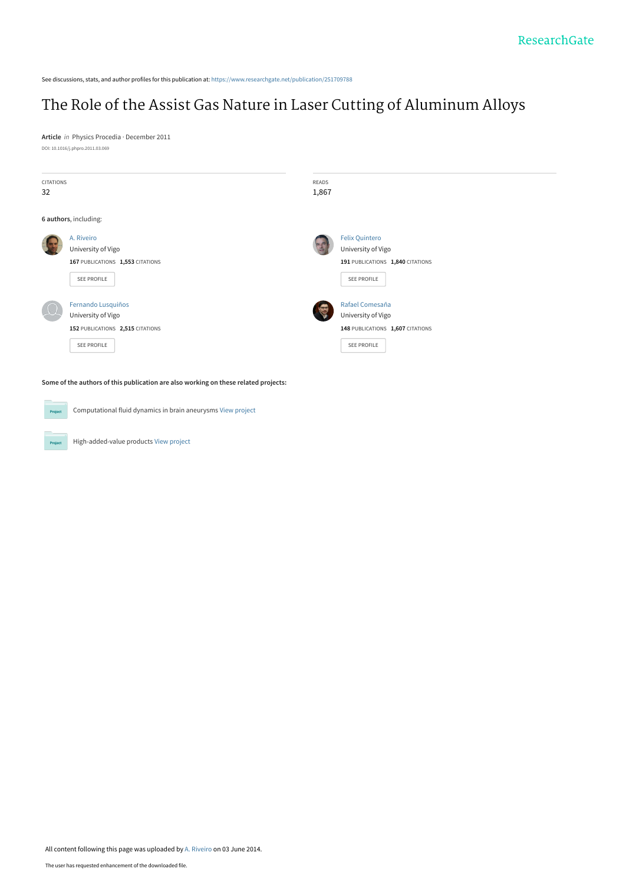See discussions, stats, and author profiles for this publication at: https://www.researchgate.net/publication/251709788

# The Role of the Assist Gas Nature in Laser Cutting of Aluminum Alloys

**Article** *in* Physics Procedia · December 2011

DOI: 10.1016/j.phpro.2011.03.069

CITATIONS
32

READS
1,867

**6 authors**, including:

A. Riveiro
University of Vigo
**167** PUBLICATIONS **1,553** CITATIONS

SEE PROFILE

Felix Quintero
University of Vigo
**191** PUBLICATIONS **1,840** CITATIONS

SEE PROFILE

Fernando Lusquiños
University of Vigo
**152** PUBLICATIONS **2,515** CITATIONS

SEE PROFILE

Rafael Comesaña
University of Vigo
**148** PUBLICATIONS **1,607** CITATIONS

SEE PROFILE

**Some of the authors of this publication are also working on these related projects:**

Computational fluid dynamics in brain aneurysms View project

High-added-value products View project

All content following this page was uploaded by A. Riveiro on 03 June 2014.

The user has requested enhancement of the downloaded file.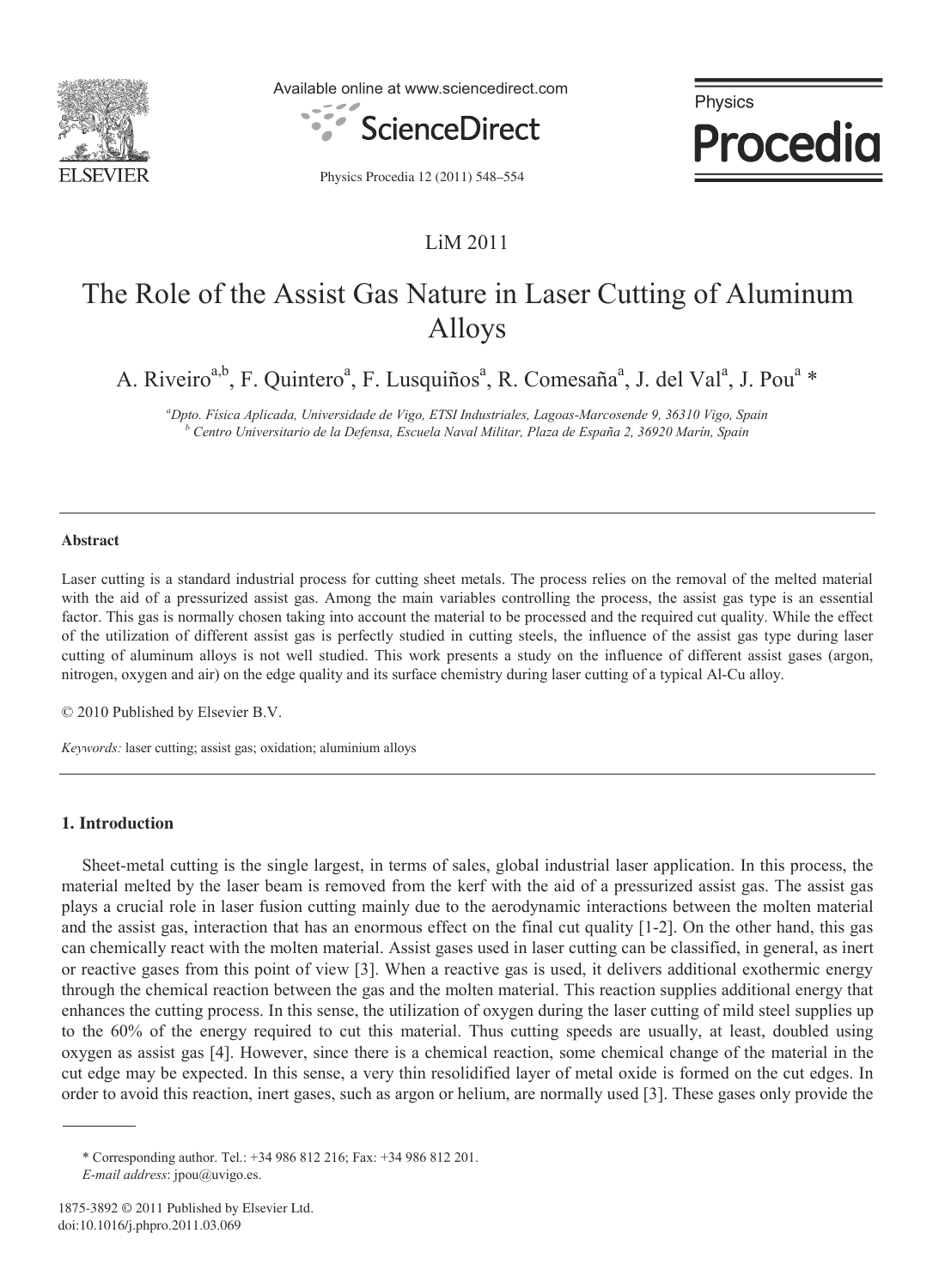LiM 2011

# The Role of the Assist Gas Nature in Laser Cutting of Aluminum Alloys

A. Riveiro[a,b], F. Quintero[a], F. Lusquiños[a], R. Comesaña[a], J. del Val[a], J. Pou[a] *

[a] *Dpto. Física Aplicada, Universidade de Vigo, ETSI Industriales, Lagoas-Marcosende 9, 36310 Vigo, Spain*
[b] *Centro Universitario de la Defensa, Escuela Naval Militar, Plaza de España 2, 36920 Marín, Spain*

---

**Abstract**

Laser cutting is a standard industrial process for cutting sheet metals. The process relies on the removal of the melted material with the aid of a pressurized assist gas. Among the main variables controlling the process, the assist gas type is an essential factor. This gas is normally chosen taking into account the material to be processed and the required cut quality. While the effect of the utilization of different assist gas is perfectly studied in cutting steels, the influence of the assist gas type during laser cutting of aluminum alloys is not well studied. This work presents a study on the influence of different assist gases (argon, nitrogen, oxygen and air) on the edge quality and its surface chemistry during laser cutting of a typical Al-Cu alloy.

© 2010 Published by Elsevier B.V.

*Keywords:* laser cutting; assist gas; oxidation; aluminium alloys

---

## 1. Introduction

Sheet-metal cutting is the single largest, in terms of sales, global industrial laser application. In this process, the material melted by the laser beam is removed from the kerf with the aid of a pressurized assist gas. The assist gas plays a crucial role in laser fusion cutting mainly due to the aerodynamic interactions between the molten material and the assist gas, interaction that has an enormous effect on the final cut quality [1-2]. On the other hand, this gas can chemically react with the molten material. Assist gases used in laser cutting can be classified, in general, as inert or reactive gases from this point of view [3]. When a reactive gas is used, it delivers additional exothermic energy through the chemical reaction between the gas and the molten material. This reaction supplies additional energy that enhances the cutting process. In this sense, the utilization of oxygen during the laser cutting of mild steel supplies up to the 60% of the energy required to cut this material. Thus cutting speeds are usually, at least, doubled using oxygen as assist gas [4]. However, since there is a chemical reaction, some chemical change of the material in the cut edge may be expected. In this sense, a very thin resolidified layer of metal oxide is formed on the cut edges. In order to avoid this reaction, inert gases, such as argon or helium, are normally used [3]. These gases only provide the

\* Corresponding author. Tel.: +34 986 812 216; Fax: +34 986 812 201.
*E-mail address*: jpou@uvigo.es.

1875-3892 © 2011 Published by Elsevier Ltd.
doi:10.1016/j.phpro.2011.03.069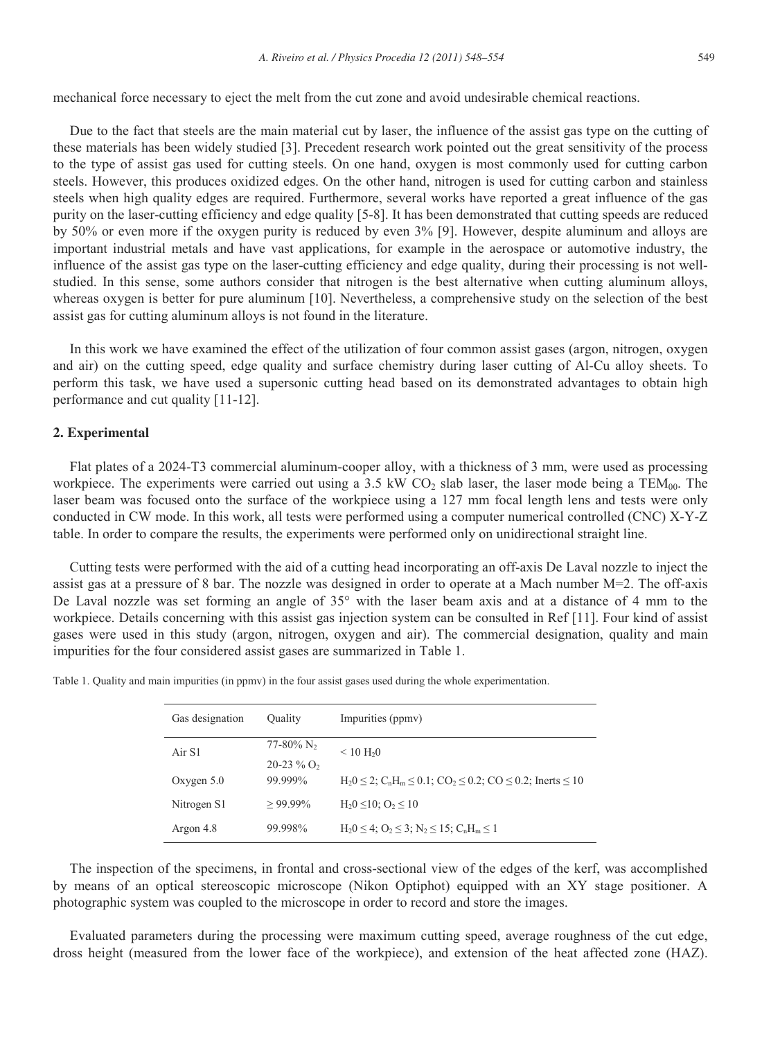mechanical force necessary to eject the melt from the cut zone and avoid undesirable chemical reactions.

Due to the fact that steels are the main material cut by laser, the influence of the assist gas type on the cutting of these materials has been widely studied [3]. Precedent research work pointed out the great sensitivity of the process to the type of assist gas used for cutting steels. On one hand, oxygen is most commonly used for cutting carbon steels. However, this produces oxidized edges. On the other hand, nitrogen is used for cutting carbon and stainless steels when high quality edges are required. Furthermore, several works have reported a great influence of the gas purity on the laser-cutting efficiency and edge quality [5-8]. It has been demonstrated that cutting speeds are reduced by 50% or even more if the oxygen purity is reduced by even 3% [9]. However, despite aluminum and alloys are important industrial metals and have vast applications, for example in the aerospace or automotive industry, the influence of the assist gas type on the laser-cutting efficiency and edge quality, during their processing is not well-studied. In this sense, some authors consider that nitrogen is the best alternative when cutting aluminum alloys, whereas oxygen is better for pure aluminum [10]. Nevertheless, a comprehensive study on the selection of the best assist gas for cutting aluminum alloys is not found in the literature.

In this work we have examined the effect of the utilization of four common assist gases (argon, nitrogen, oxygen and air) on the cutting speed, edge quality and surface chemistry during laser cutting of Al-Cu alloy sheets. To perform this task, we have used a supersonic cutting head based on its demonstrated advantages to obtain high performance and cut quality [11-12].

## 2. Experimental

Flat plates of a 2024-T3 commercial aluminum-cooper alloy, with a thickness of 3 mm, were used as processing workpiece. The experiments were carried out using a 3.5 kW $CO_2$ slab laser, the laser mode being a $TEM_{00}$. The laser beam was focused onto the surface of the workpiece using a 127 mm focal length lens and tests were only conducted in CW mode. In this work, all tests were performed using a computer numerical controlled (CNC) X-Y-Z table. In order to compare the results, the experiments were performed only on unidirectional straight line.

Cutting tests were performed with the aid of a cutting head incorporating an off-axis De Laval nozzle to inject the assist gas at a pressure of 8 bar. The nozzle was designed in order to operate at a Mach number M=2. The off-axis De Laval nozzle was set forming an angle of 35° with the laser beam axis and at a distance of 4 mm to the workpiece. Details concerning with this assist gas injection system can be consulted in Ref [11]. Four kind of assist gases were used in this study (argon, nitrogen, oxygen and air). The commercial designation, quality and main impurities for the four considered assist gases are summarized in Table 1.

Table 1. Quality and main impurities (in ppmv) in the four assist gases used during the whole experimentation.

| Gas designation | Quality | Impurities (ppmv) |
|---|---|---|
| Air S1 | 77-80% $N_2$<br>20-23 % $O_2$ | $< 10$ $H_20$ |
| Oxygen 5.0 | 99.999% | $H_20 \leq 2$; $C_nH_m \leq 0.1$; $CO_2 \leq 0.2$; $CO \leq 0.2$; Inerts $\leq 10$ |
| Nitrogen S1 | $\geq 99.99\%$ | $H_20 \leq 10$; $O_2 \leq 10$ |
| Argon 4.8 | 99.998% | $H_20 \leq 4$; $O_2 \leq 3$; $N_2 \leq 15$; $C_nH_m \leq 1$ |

The inspection of the specimens, in frontal and cross-sectional view of the edges of the kerf, was accomplished by means of an optical stereoscopic microscope (Nikon Optiphot) equipped with an XY stage positioner. A photographic system was coupled to the microscope in order to record and store the images.

Evaluated parameters during the processing were maximum cutting speed, average roughness of the cut edge, dross height (measured from the lower face of the workpiece), and extension of the heat affected zone (HAZ).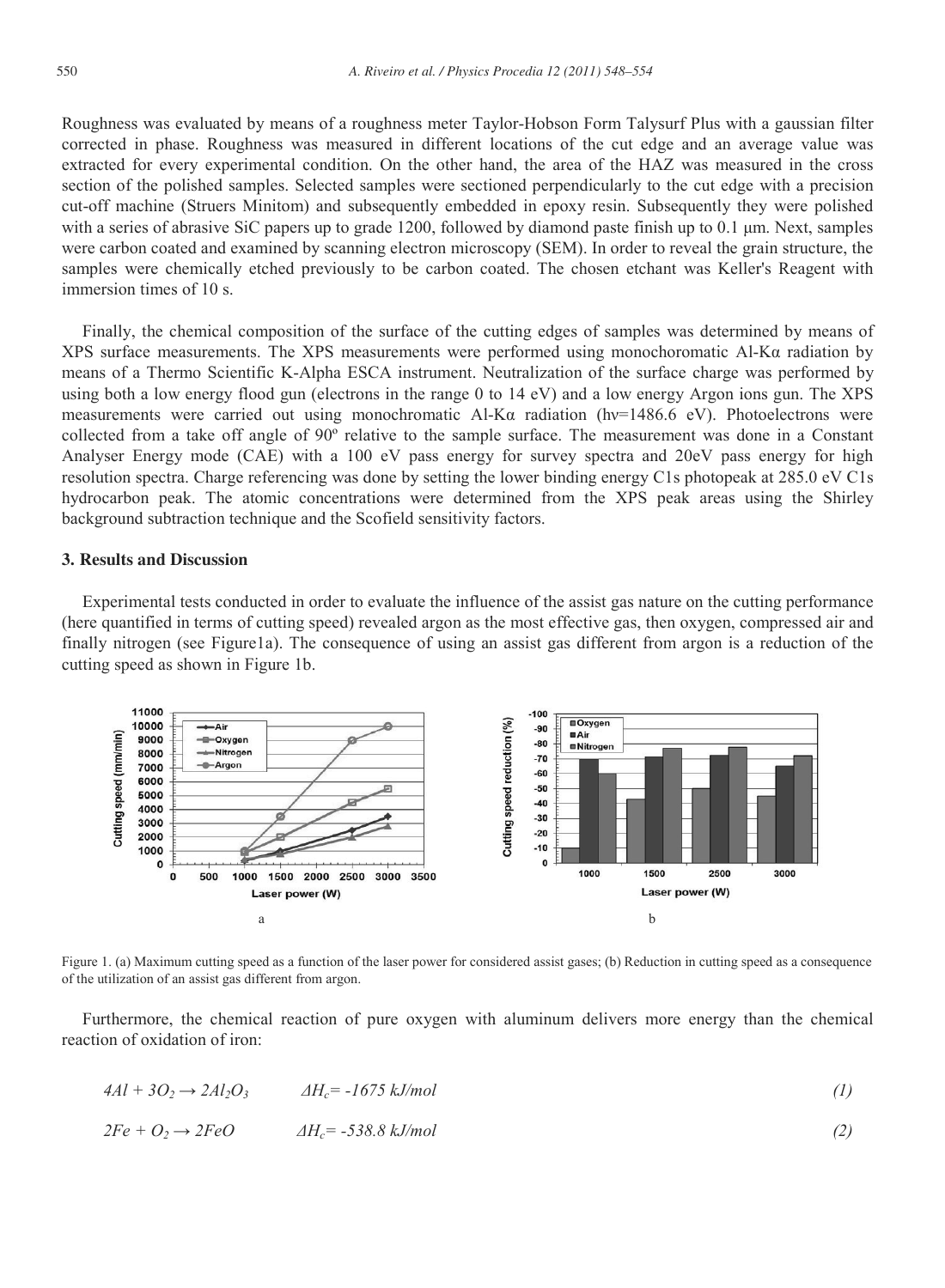Roughness was evaluated by means of a roughness meter Taylor-Hobson Form Talysurf Plus with a gaussian filter corrected in phase. Roughness was measured in different locations of the cut edge and an average value was extracted for every experimental condition. On the other hand, the area of the HAZ was measured in the cross section of the polished samples. Selected samples were sectioned perpendicularly to the cut edge with a precision cut-off machine (Struers Minitom) and subsequently embedded in epoxy resin. Subsequently they were polished with a series of abrasive SiC papers up to grade 1200, followed by diamond paste finish up to 0.1 µm. Next, samples were carbon coated and examined by scanning electron microscopy (SEM). In order to reveal the grain structure, the samples were chemically etched previously to be carbon coated. The chosen etchant was Keller's Reagent with immersion times of 10 s.

Finally, the chemical composition of the surface of the cutting edges of samples was determined by means of XPS surface measurements. The XPS measurements were performed using monochoromatic Al-Kα radiation by means of a Thermo Scientific K-Alpha ESCA instrument. Neutralization of the surface charge was performed by using both a low energy flood gun (electrons in the range 0 to 14 eV) and a low energy Argon ions gun. The XPS measurements were carried out using monochromatic Al-Kα radiation (hν=1486.6 eV). Photoelectrons were collected from a take off angle of 90º relative to the sample surface. The measurement was done in a Constant Analyser Energy mode (CAE) with a 100 eV pass energy for survey spectra and 20eV pass energy for high resolution spectra. Charge referencing was done by setting the lower binding energy C1s photopeak at 285.0 eV C1s hydrocarbon peak. The atomic concentrations were determined from the XPS peak areas using the Shirley background subtraction technique and the Scofield sensitivity factors.

## 3. Results and Discussion

Experimental tests conducted in order to evaluate the influence of the assist gas nature on the cutting performance (here quantified in terms of cutting speed) revealed argon as the most effective gas, then oxygen, compressed air and finally nitrogen (see Figure1a). The consequence of using an assist gas different from argon is a reduction of the cutting speed as shown in Figure 1b.

Figure 1. (a) Maximum cutting speed as a function of the laser power for considered assist gases; (b) Reduction in cutting speed as a consequence of the utilization of an assist gas different from argon.

Furthermore, the chemical reaction of pure oxygen with aluminum delivers more energy than the chemical reaction of oxidation of iron:

$$4Al + 3O_2 \rightarrow 2Al_2O_3 \qquad \Delta H_c = -1675\ kJ/mol \tag{1}$$

$$2Fe + O_2 \rightarrow 2FeO \qquad \Delta H_c = -538.8\ kJ/mol \tag{2}$$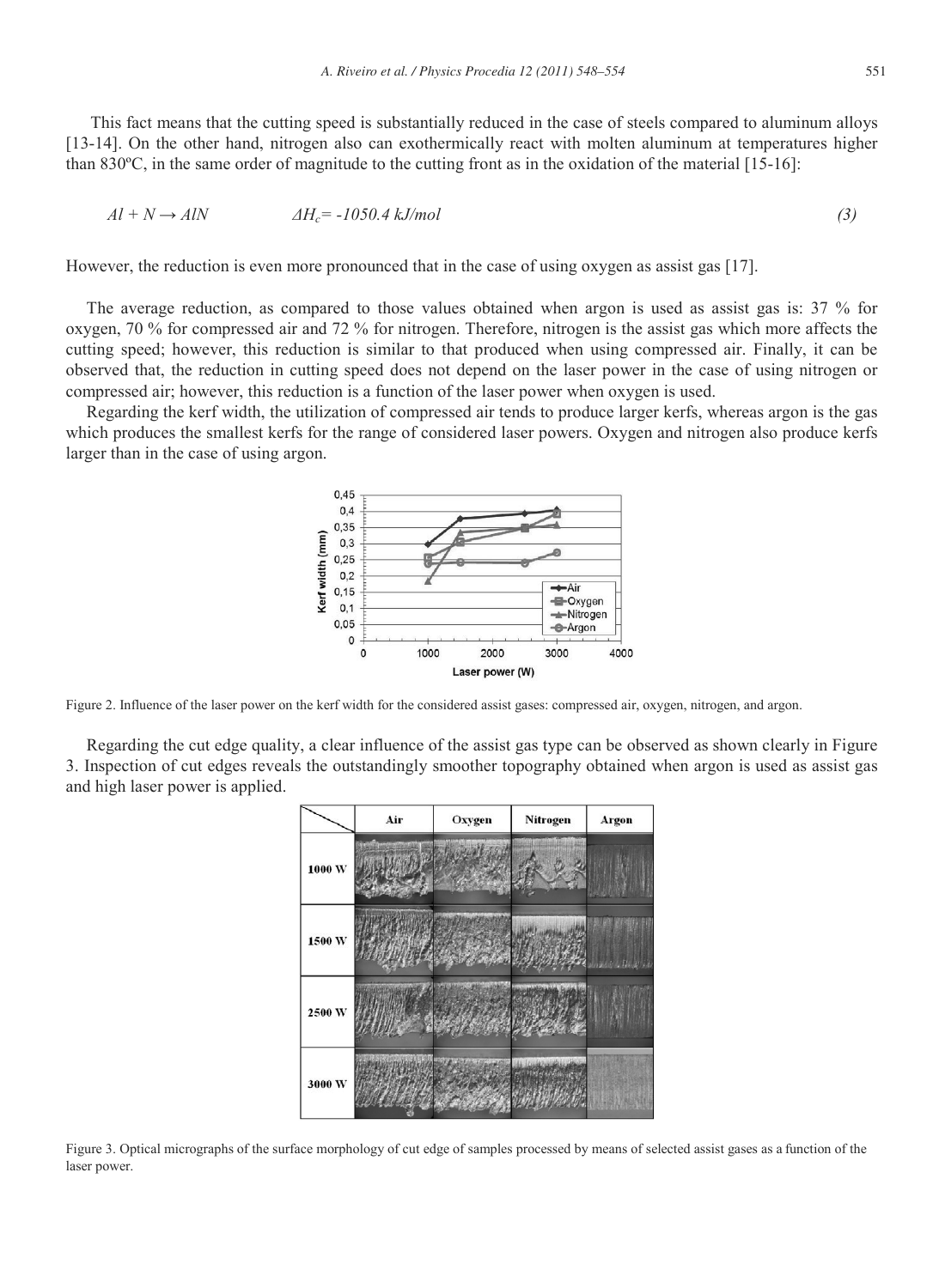This fact means that the cutting speed is substantially reduced in the case of steels compared to aluminum alloys [13-14]. On the other hand, nitrogen also can exothermically react with molten aluminum at temperatures higher than 830ºC, in the same order of magnitude to the cutting front as in the oxidation of the material [15-16]:

$$Al + N \rightarrow AlN \qquad \Delta H_c = -1050.4 \text{ kJ/mol} \tag{3}$$

However, the reduction is even more pronounced that in the case of using oxygen as assist gas [17].

The average reduction, as compared to those values obtained when argon is used as assist gas is: 37 % for oxygen, 70 % for compressed air and 72 % for nitrogen. Therefore, nitrogen is the assist gas which more affects the cutting speed; however, this reduction is similar to that produced when using compressed air. Finally, it can be observed that, the reduction in cutting speed does not depend on the laser power in the case of using nitrogen or compressed air; however, this reduction is a function of the laser power when oxygen is used.

Regarding the kerf width, the utilization of compressed air tends to produce larger kerfs, whereas argon is the gas which produces the smallest kerfs for the range of considered laser powers. Oxygen and nitrogen also produce kerfs larger than in the case of using argon.

Figure 2. Influence of the laser power on the kerf width for the considered assist gases: compressed air, oxygen, nitrogen, and argon.

Regarding the cut edge quality, a clear influence of the assist gas type can be observed as shown clearly in Figure 3. Inspection of cut edges reveals the outstandingly smoother topography obtained when argon is used as assist gas and high laser power is applied.

Figure 3. Optical micrographs of the surface morphology of cut edge of samples processed by means of selected assist gases as a function of the laser power.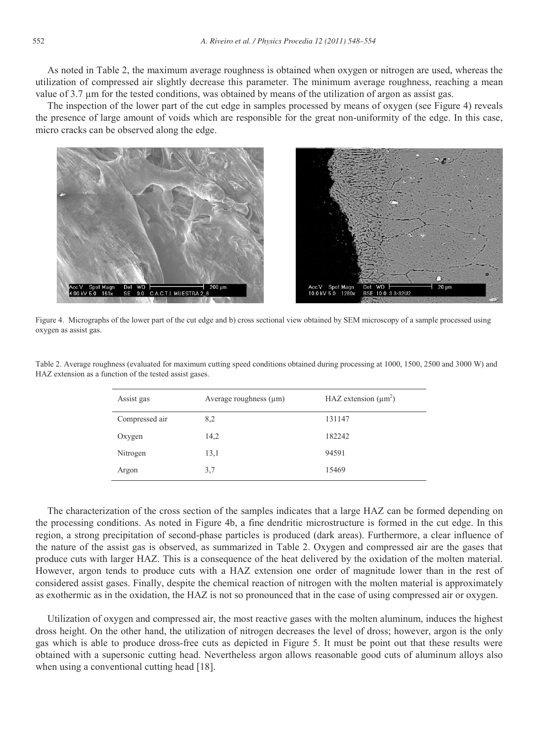As noted in Table 2, the maximum average roughness is obtained when oxygen or nitrogen are used, whereas the utilization of compressed air slightly decrease this parameter. The minimum average roughness, reaching a mean value of 3.7 µm for the tested conditions, was obtained by means of the utilization of argon as assist gas.

The inspection of the lower part of the cut edge in samples processed by means of oxygen (see Figure 4) reveals the presence of large amount of voids which are responsible for the great non-uniformity of the edge. In this case, micro cracks can be observed along the edge.

Figure 4. Micrographs of the lower part of the cut edge and b) cross sectional view obtained by SEM microscopy of a sample processed using oxygen as assist gas.

Table 2. Average roughness (evaluated for maximum cutting speed conditions obtained during processing at 1000, 1500, 2500 and 3000 W) and HAZ extension as a function of the tested assist gases.

| Assist gas | Average roughness (µm) | HAZ extension (µm$^2$) |
|---|---|---|
| Compressed air | 8,2 | 131147 |
| Oxygen | 14,2 | 182242 |
| Nitrogen | 13,1 | 94591 |
| Argon | 3,7 | 15469 |

The characterization of the cross section of the samples indicates that a large HAZ can be formed depending on the processing conditions. As noted in Figure 4b, a fine dendritic microstructure is formed in the cut edge. In this region, a strong precipitation of second-phase particles is produced (dark areas). Furthermore, a clear influence of the nature of the assist gas is observed, as summarized in Table 2. Oxygen and compressed air are the gases that produce cuts with larger HAZ. This is a consequence of the heat delivered by the oxidation of the molten material. However, argon tends to produce cuts with a HAZ extension one order of magnitude lower than in the rest of considered assist gases. Finally, despite the chemical reaction of nitrogen with the molten material is approximately as exothermic as in the oxidation, the HAZ is not so pronounced that in the case of using compressed air or oxygen.

Utilization of oxygen and compressed air, the most reactive gases with the molten aluminum, induces the highest dross height. On the other hand, the utilization of nitrogen decreases the level of dross; however, argon is the only gas which is able to produce dross-free cuts as depicted in Figure 5. It must be point out that these results were obtained with a supersonic cutting head. Nevertheless argon allows reasonable good cuts of aluminum alloys also when using a conventional cutting head [18].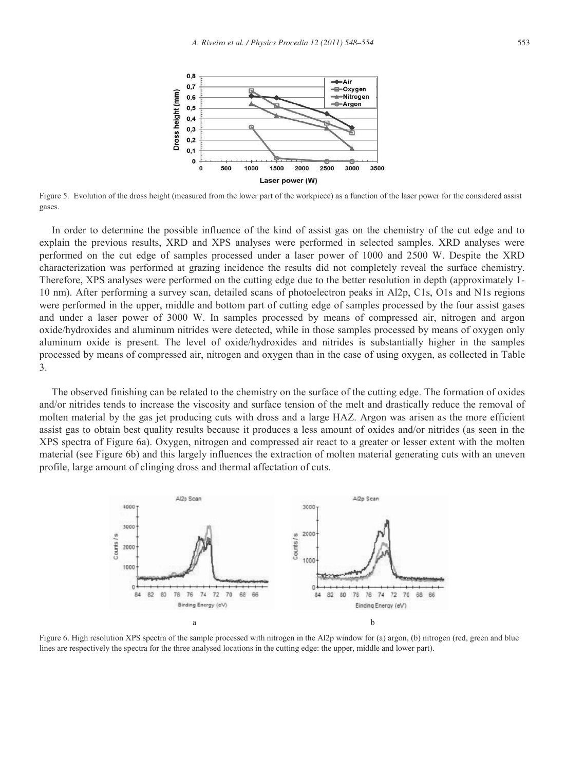Figure 5. Evolution of the dross height (measured from the lower part of the workpiece) as a function of the laser power for the considered assist gases.

In order to determine the possible influence of the kind of assist gas on the chemistry of the cut edge and to explain the previous results, XRD and XPS analyses were performed in selected samples. XRD analyses were performed on the cut edge of samples processed under a laser power of 1000 and 2500 W. Despite the XRD characterization was performed at grazing incidence the results did not completely reveal the surface chemistry. Therefore, XPS analyses were performed on the cutting edge due to the better resolution in depth (approximately 1-10 nm). After performing a survey scan, detailed scans of photoelectron peaks in Al2p, C1s, O1s and N1s regions were performed in the upper, middle and bottom part of cutting edge of samples processed by the four assist gases and under a laser power of 3000 W. In samples processed by means of compressed air, nitrogen and argon oxide/hydroxides and aluminum nitrides were detected, while in those samples processed by means of oxygen only aluminum oxide is present. The level of oxide/hydroxides and nitrides is substantially higher in the samples processed by means of compressed air, nitrogen and oxygen than in the case of using oxygen, as collected in Table 3.

The observed finishing can be related to the chemistry on the surface of the cutting edge. The formation of oxides and/or nitrides tends to increase the viscosity and surface tension of the melt and drastically reduce the removal of molten material by the gas jet producing cuts with dross and a large HAZ. Argon was arisen as the more efficient assist gas to obtain best quality results because it produces a less amount of oxides and/or nitrides (as seen in the XPS spectra of Figure 6a). Oxygen, nitrogen and compressed air react to a greater or lesser extent with the molten material (see Figure 6b) and this largely influences the extraction of molten material generating cuts with an uneven profile, large amount of clinging dross and thermal affectation of cuts.

Figure 6. High resolution XPS spectra of the sample processed with nitrogen in the Al2p window for (a) argon, (b) nitrogen (red, green and blue lines are respectively the spectra for the three analysed locations in the cutting edge: the upper, middle and lower part).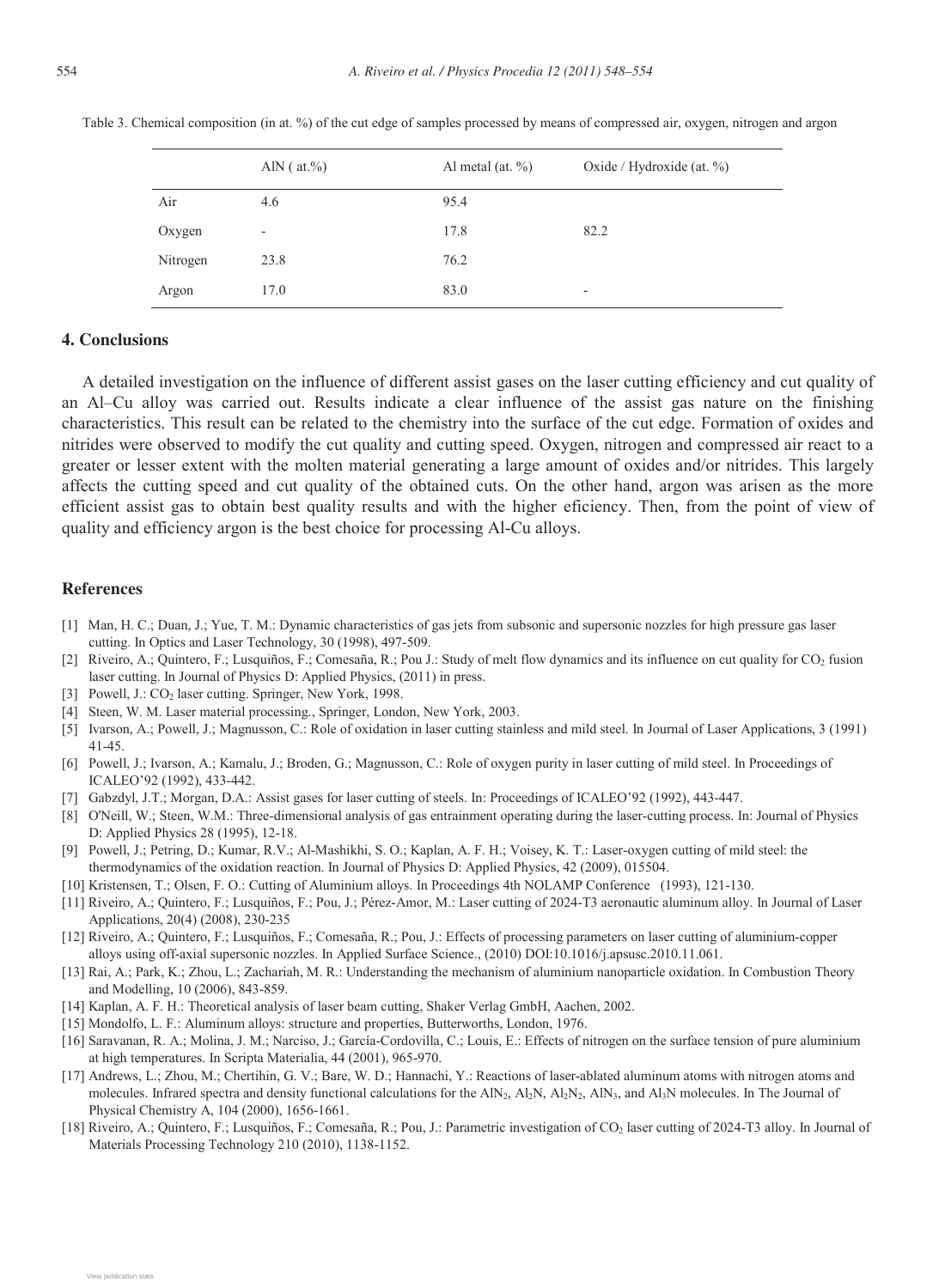Table 3. Chemical composition (in at. %) of the cut edge of samples processed by means of compressed air, oxygen, nitrogen and argon

| | AlN ( at.%) | Al metal (at. %) | Oxide / Hydroxide (at. %) |
|---|---|---|---|
| Air | 4.6 | 95.4 | |
| Oxygen | - | 17.8 | 82.2 |
| Nitrogen | 23.8 | 76.2 | |
| Argon | 17.0 | 83.0 | - |

## 4. Conclusions

A detailed investigation on the influence of different assist gases on the laser cutting efficiency and cut quality of an Al–Cu alloy was carried out. Results indicate a clear influence of the assist gas nature on the finishing characteristics. This result can be related to the chemistry into the surface of the cut edge. Formation of oxides and nitrides were observed to modify the cut quality and cutting speed. Oxygen, nitrogen and compressed air react to a greater or lesser extent with the molten material generating a large amount of oxides and/or nitrides. This largely affects the cutting speed and cut quality of the obtained cuts. On the other hand, argon was arisen as the more efficient assist gas to obtain best quality results and with the higher eficiency. Then, from the point of view of quality and efficiency argon is the best choice for processing Al-Cu alloys.

## References

[1] Man, H. C.; Duan, J.; Yue, T. M.: Dynamic characteristics of gas jets from subsonic and supersonic nozzles for high pressure gas laser cutting. In Optics and Laser Technology, 30 (1998), 497-509.

[2] Riveiro, A.; Quintero, F.; Lusquiños, F.; Comesaña, R.; Pou J.: Study of melt flow dynamics and its influence on cut quality for $CO_2$ fusion laser cutting. In Journal of Physics D: Applied Physics, (2011) in press.

[3] Powell, J.: $CO_2$ laser cutting. Springer, New York, 1998.

[4] Steen, W. M. Laser material processing., Springer, London, New York, 2003.

[5] Ivarson, A.; Powell, J.; Magnusson, C.: Role of oxidation in laser cutting stainless and mild steel. In Journal of Laser Applications, 3 (1991) 41-45.

[6] Powell, J.; Ivarson, A.; Kamalu, J.; Broden, G.; Magnusson, C.: Role of oxygen purity in laser cutting of mild steel. In Proceedings of ICALEO'92 (1992), 433-442.

[7] Gabzdyl, J.T.; Morgan, D.A.: Assist gases for laser cutting of steels. In: Proceedings of ICALEO'92 (1992), 443-447.

[8] O'Neill, W.; Steen, W.M.: Three-dimensional analysis of gas entrainment operating during the laser-cutting process. In: Journal of Physics D: Applied Physics 28 (1995), 12-18.

[9] Powell, J.; Petring, D.; Kumar, R.V.; Al-Mashikhi, S. O.; Kaplan, A. F. H.; Voisey, K. T.: Laser-oxygen cutting of mild steel: the thermodynamics of the oxidation reaction. In Journal of Physics D: Applied Physics, 42 (2009), 015504.

[10] Kristensen, T.; Olsen, F. O.: Cutting of Aluminium alloys. In Proceedings 4th NOLAMP Conference (1993), 121-130.

[11] Riveiro, A.; Quintero, F.; Lusquiños, F.; Pou, J.; Pérez-Amor, M.: Laser cutting of 2024-T3 aeronautic aluminum alloy. In Journal of Laser Applications, 20(4) (2008), 230-235

[12] Riveiro, A.; Quintero, F.; Lusquiños, F.; Comesaña, R.; Pou, J.: Effects of processing parameters on laser cutting of aluminium-copper alloys using off-axial supersonic nozzles. In Applied Surface Science., (2010) DOI:10.1016/j.apsusc.2010.11.061.

[13] Rai, A.; Park, K.; Zhou, L.; Zachariah, M. R.: Understanding the mechanism of aluminium nanoparticle oxidation. In Combustion Theory and Modelling, 10 (2006), 843-859.

[14] Kaplan, A. F. H.: Theoretical analysis of laser beam cutting, Shaker Verlag GmbH, Aachen, 2002.

[15] Mondolfo, L. F.: Aluminum alloys: structure and properties, Butterworths, London, 1976.

[16] Saravanan, R. A.; Molina, J. M.; Narciso, J.; García-Cordovilla, C.; Louis, E.: Effects of nitrogen on the surface tension of pure aluminium at high temperatures. In Scripta Materialia, 44 (2001), 965-970.

[17] Andrews, L.; Zhou, M.; Chertihin, G. V.; Bare, W. D.; Hannachi, Y.: Reactions of laser-ablated aluminum atoms with nitrogen atoms and molecules. Infrared spectra and density functional calculations for the $AlN_2$, $Al_2N$, $Al_2N_2$, $AlN_3$, and $Al_3N$ molecules. In The Journal of Physical Chemistry A, 104 (2000), 1656-1661.

[18] Riveiro, A.; Quintero, F.; Lusquiños, F.; Comesaña, R.; Pou, J.: Parametric investigation of $CO_2$ laser cutting of 2024-T3 alloy. In Journal of Materials Processing Technology 210 (2010), 1138-1152.